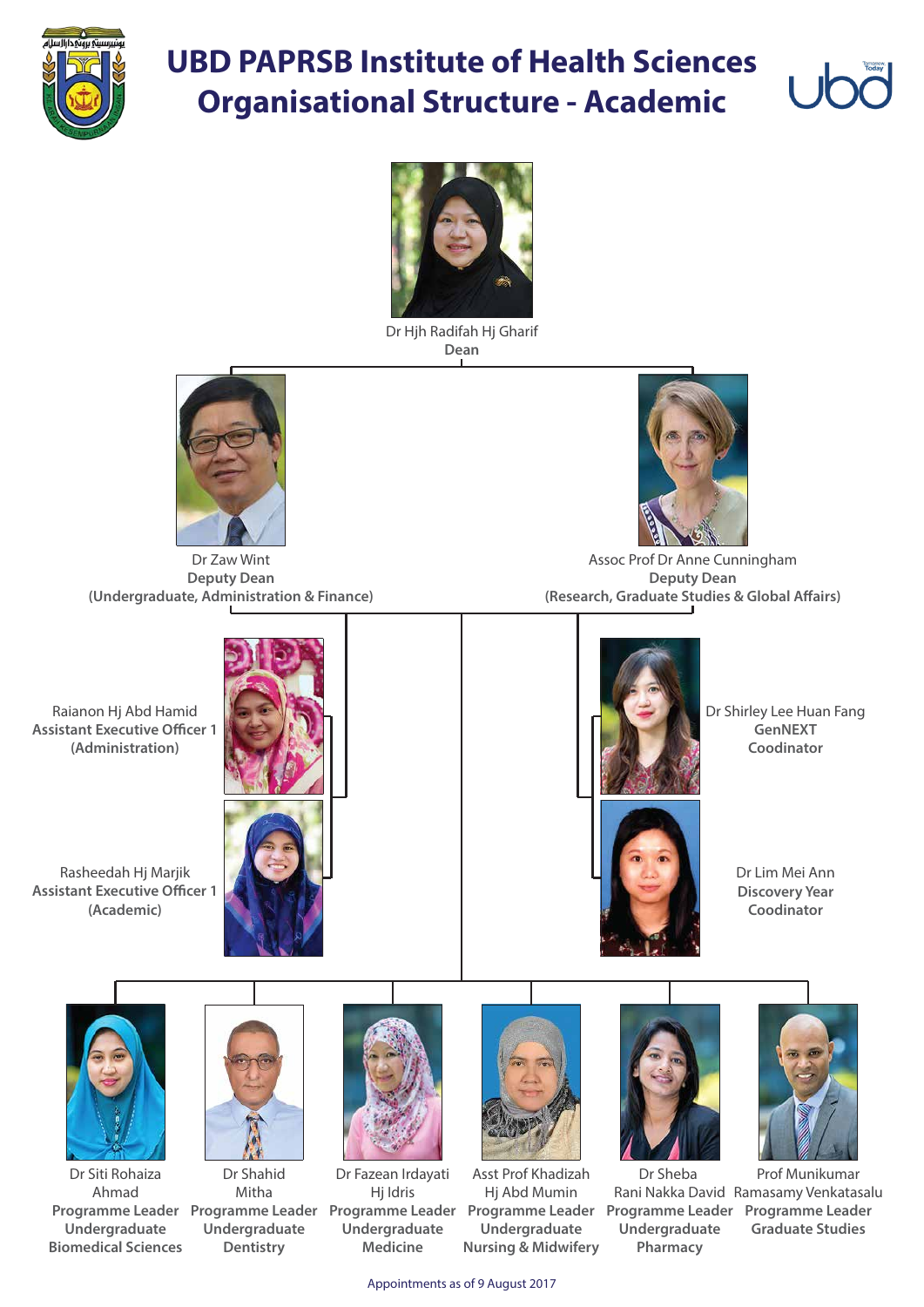# UBD PAPRSB Institute of Health Sciences Organisational Structure - Academic

Dr Hjh Radifah Hj Gharif
**Dean**

Dr Zaw Wint
**Deputy Dean**
**(Undergraduate, Administration & Finance)**

Assoc Prof Dr Anne Cunningham
**Deputy Dean**
**(Research, Graduate Studies & Global Affairs)**

Raianon Hj Abd Hamid
**Assistant Executive Officer 1**
**(Administration)**

Rasheedah Hj Marjik
**Assistant Executive Officer 1**
**(Academic)**

Dr Shirley Lee Huan Fang
**GenNEXT**
**Coodinator**

Dr Lim Mei Ann
**Discovery Year**
**Coodinator**

Dr Siti Rohaiza Ahmad
**Programme Leader**
**Undergraduate**
**Biomedical Sciences**

Dr Shahid Mitha
**Programme Leader**
**Undergraduate**
**Dentistry**

Dr Fazean Irdayati Hj Idris
**Programme Leader**
**Undergraduate**
**Medicine**

Asst Prof Khadizah Hj Abd Mumin
**Programme Leader**
**Undergraduate**
**Nursing & Midwifery**

Dr Sheba Rani Nakka David
**Programme Leader**
**Undergraduate**
**Pharmacy**

Prof Munikumar Ramasamy Venkatasalu
**Programme Leader**
**Graduate Studies**

Appointments as of 9 August 2017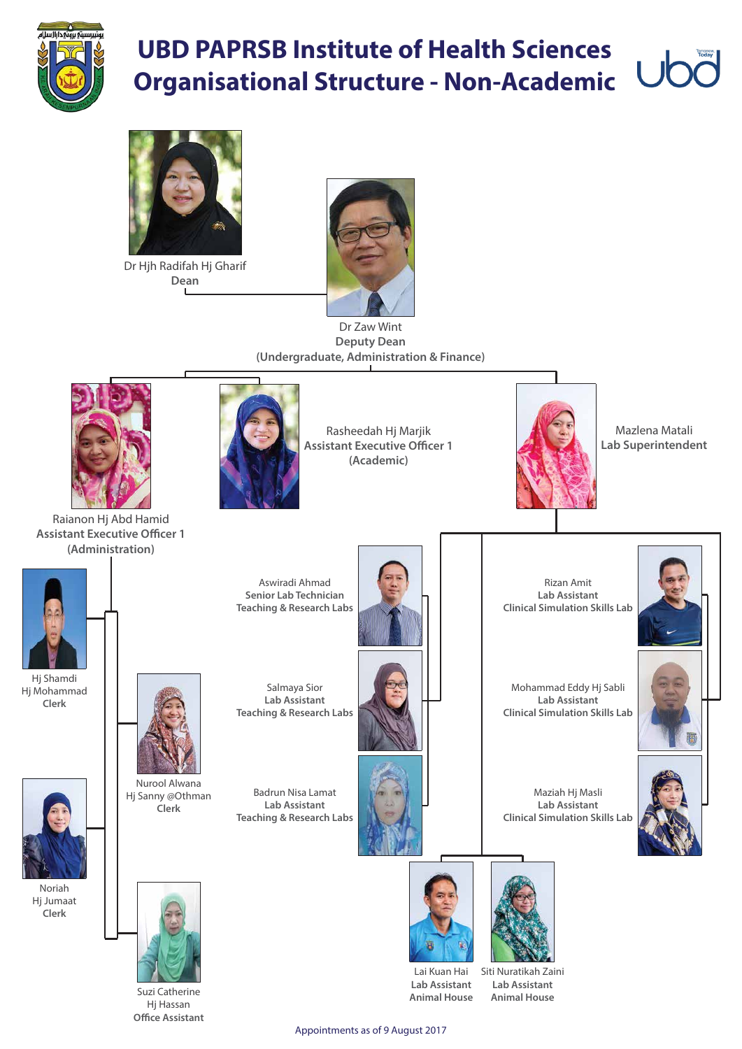# UBD PAPRSB Institute of Health Sciences Organisational Structure - Non-Academic

Dr Hjh Radifah Hj Gharif
**Dean**

Dr Zaw Wint
**Deputy Dean**
**(Undergraduate, Administration & Finance)**

Raianon Hj Abd Hamid
**Assistant Executive Officer 1**
**(Administration)**

Rasheedah Hj Marjik
**Assistant Executive Officer 1**
**(Academic)**

Mazlena Matali
**Lab Superintendent**

Hj Shamdi
Hj Mohammad
**Clerk**

Nurool Alwana
Hj Sanny @Othman
**Clerk**

Noriah
Hj Jumaat
**Clerk**

Suzi Catherine
Hj Hassan
**Office Assistant**

Aswiradi Ahmad
**Senior Lab Technician**
**Teaching & Research Labs**

Salmaya Sior
**Lab Assistant**
**Teaching & Research Labs**

Badrun Nisa Lamat
**Lab Assistant**
**Teaching & Research Labs**

Rizan Amit
**Lab Assistant**
**Clinical Simulation Skills Lab**

Mohammad Eddy Hj Sabli
**Lab Assistant**
**Clinical Simulation Skills Lab**

Maziah Hj Masli
**Lab Assistant**
**Clinical Simulation Skills Lab**

Lai Kuan Hai
**Lab Assistant**
**Animal House**

Siti Nuratikah Zaini
**Lab Assistant**
**Animal House**

Appointments as of 9 August 2017